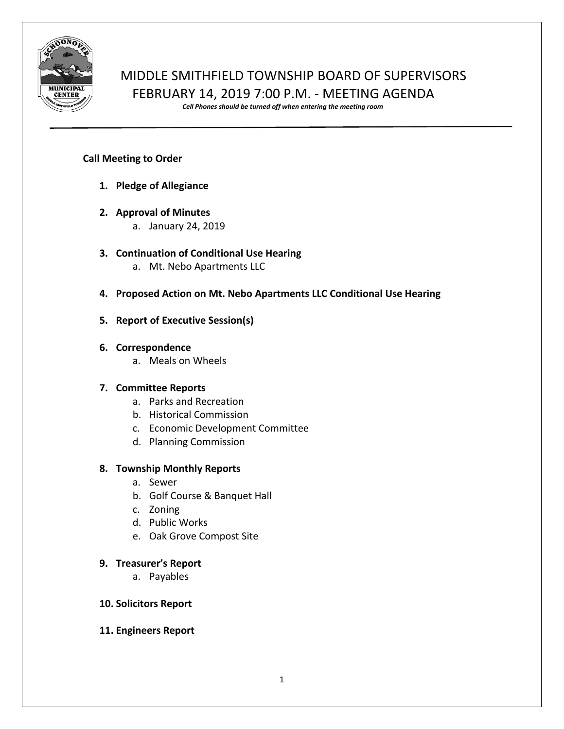# MIDDLE SMITHFIELD TOWNSHIP BOARD OF SUPERVISORS
## FEBRUARY 14, 2019 7:00 P.M. - MEETING AGENDA

***Cell Phones should be turned off when entering the meeting room***

---

**Call Meeting to Order**

1. **Pledge of Allegiance**

2. **Approval of Minutes**
   a. January 24, 2019

3. **Continuation of Conditional Use Hearing**
   a. Mt. Nebo Apartments LLC

4. **Proposed Action on Mt. Nebo Apartments LLC Conditional Use Hearing**

5. **Report of Executive Session(s)**

6. **Correspondence**
   a. Meals on Wheels

7. **Committee Reports**
   a. Parks and Recreation
   b. Historical Commission
   c. Economic Development Committee
   d. Planning Commission

8. **Township Monthly Reports**
   a. Sewer
   b. Golf Course & Banquet Hall
   c. Zoning
   d. Public Works
   e. Oak Grove Compost Site

9. **Treasurer's Report**
   a. Payables

10. **Solicitors Report**

11. **Engineers Report**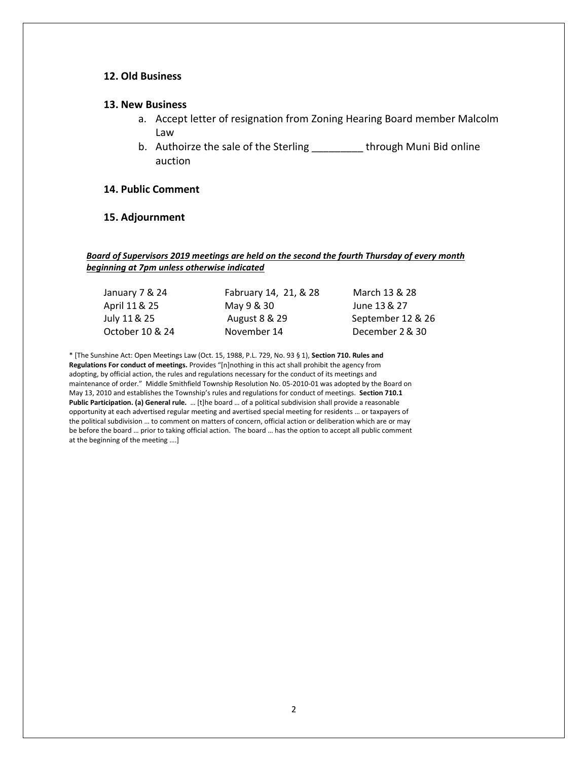## 12. Old Business

## 13. New Business

a. Accept letter of resignation from Zoning Hearing Board member Malcolm Law
b. Authoirze the sale of the Sterling _________ through Muni Bid online auction

## 14. Public Comment

## 15. Adjournment

***Board of Supervisors 2019 meetings are held on the second the fourth Thursday of every month beginning at 7pm unless otherwise indicated***

| | | |
|---|---|---|
| January 7 & 24 | Fabruary 14, 21, & 28 | March 13 & 28 |
| April 11 & 25 | May 9 & 30 | June 13 & 27 |
| July 11 & 25 | August 8 & 29 | September 12 & 26 |
| October 10 & 24 | November 14 | December 2 & 30 |

* [The Sunshine Act: Open Meetings Law (Oct. 15, 1988, P.L. 729, No. 93 § 1), **Section 710. Rules and Regulations For conduct of meetings.** Provides "[n]othing in this act shall prohibit the agency from adopting, by official action, the rules and regulations necessary for the conduct of its meetings and maintenance of order." Middle Smithfield Township Resolution No. 05-2010-01 was adopted by the Board on May 13, 2010 and establishes the Township's rules and regulations for conduct of meetings. **Section 710.1 Public Participation. (a) General rule.** … [t]he board … of a political subdivision shall provide a reasonable opportunity at each advertised regular meeting and avertised special meeting for residents … or taxpayers of the political subdivision … to comment on matters of concern, official action or deliberation which are or may be before the board … prior to taking official action. The board … has the option to accept all public comment at the beginning of the meeting ….]